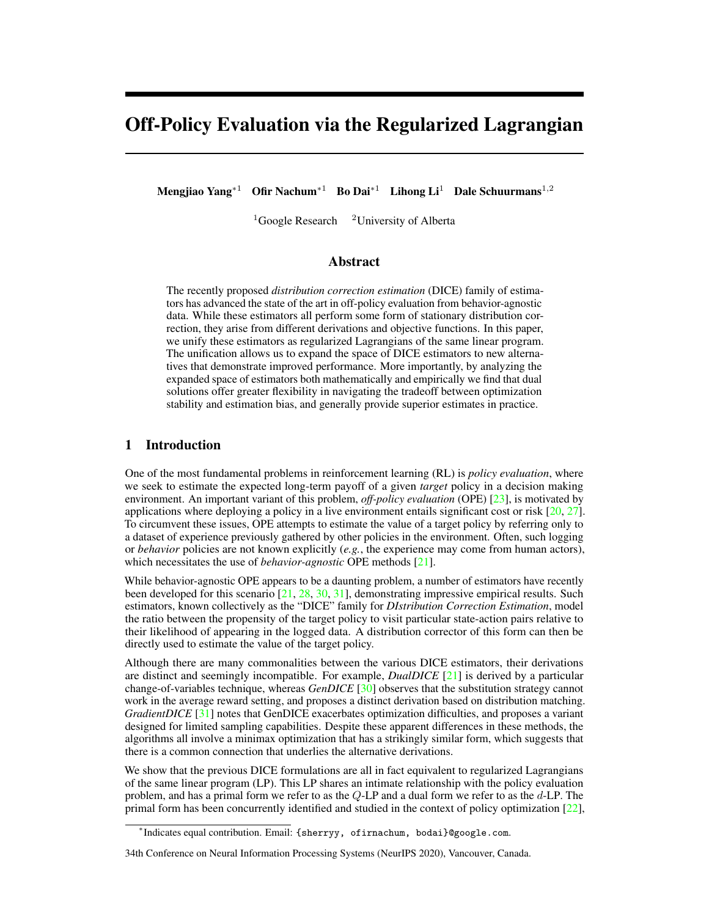# Off-Policy Evaluation via the Regularized Lagrangian

**Mengjiao Yang**[*1] **Ofir Nachum**[*1] **Bo Dai**[*1] **Lihong Li**[1] **Dale Schuurmans**[1,2]

[1]Google Research [2]University of Alberta

## Abstract

The recently proposed *distribution correction estimation* (DICE) family of estimators has advanced the state of the art in off-policy evaluation from behavior-agnostic data. While these estimators all perform some form of stationary distribution correction, they arise from different derivations and objective functions. In this paper, we unify these estimators as regularized Lagrangians of the same linear program. The unification allows us to expand the space of DICE estimators to new alternatives that demonstrate improved performance. More importantly, by analyzing the expanded space of estimators both mathematically and empirically we find that dual solutions offer greater flexibility in navigating the tradeoff between optimization stability and estimation bias, and generally provide superior estimates in practice.

## 1 Introduction

One of the most fundamental problems in reinforcement learning (RL) is *policy evaluation*, where we seek to estimate the expected long-term payoff of a given *target* policy in a decision making environment. An important variant of this problem, *off-policy evaluation* (OPE) [23], is motivated by applications where deploying a policy in a live environment entails significant cost or risk [20, 27]. To circumvent these issues, OPE attempts to estimate the value of a target policy by referring only to a dataset of experience previously gathered by other policies in the environment. Often, such logging or *behavior* policies are not known explicitly (*e.g.*, the experience may come from human actors), which necessitates the use of *behavior-agnostic* OPE methods [21].

While behavior-agnostic OPE appears to be a daunting problem, a number of estimators have recently been developed for this scenario [21, 28, 30, 31], demonstrating impressive empirical results. Such estimators, known collectively as the "DICE" family for *DIstribution Correction Estimation*, model the ratio between the propensity of the target policy to visit particular state-action pairs relative to their likelihood of appearing in the logged data. A distribution corrector of this form can then be directly used to estimate the value of the target policy.

Although there are many commonalities between the various DICE estimators, their derivations are distinct and seemingly incompatible. For example, *DualDICE* [21] is derived by a particular change-of-variables technique, whereas *GenDICE* [30] observes that the substitution strategy cannot work in the average reward setting, and proposes a distinct derivation based on distribution matching. *GradientDICE* [31] notes that GenDICE exacerbates optimization difficulties, and proposes a variant designed for limited sampling capabilities. Despite these apparent differences in these methods, the algorithms all involve a minimax optimization that has a strikingly similar form, which suggests that there is a common connection that underlies the alternative derivations.

We show that the previous DICE formulations are all in fact equivalent to regularized Lagrangians of the same linear program (LP). This LP shares an intimate relationship with the policy evaluation problem, and has a primal form we refer to as the $Q$-LP and a dual form we refer to as the $d$-LP. The primal form has been concurrently identified and studied in the context of policy optimization [22],

---

*Indicates equal contribution. Email: {sherryy, ofirnachum, bodai}@google.com.

34th Conference on Neural Information Processing Systems (NeurIPS 2020), Vancouver, Canada.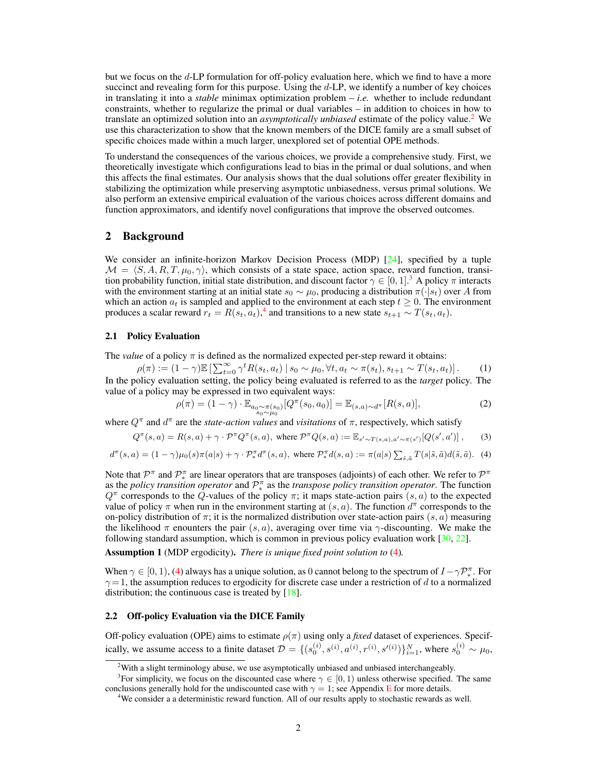but we focus on the $d$-LP formulation for off-policy evaluation here, which we find to have a more succinct and revealing form for this purpose. Using the $d$-LP, we identify a number of key choices in translating it into a *stable* minimax optimization problem – *i.e.* whether to include redundant constraints, whether to regularize the primal or dual variables – in addition to choices in how to translate an optimized solution into an *asymptotically unbiased* estimate of the policy value.[2] We use this characterization to show that the known members of the DICE family are a small subset of specific choices made within a much larger, unexplored set of potential OPE methods.

To understand the consequences of the various choices, we provide a comprehensive study. First, we theoretically investigate which configurations lead to bias in the primal or dual solutions, and when this affects the final estimates. Our analysis shows that the dual solutions offer greater flexibility in stabilizing the optimization while preserving asymptotic unbiasedness, versus primal solutions. We also perform an extensive empirical evaluation of the various choices across different domains and function approximators, and identify novel configurations that improve the observed outcomes.

## 2 Background

We consider an infinite-horizon Markov Decision Process (MDP) [24], specified by a tuple $\mathcal{M} = \langle S, A, R, T, \mu_0, \gamma \rangle$, which consists of a state space, action space, reward function, transition probability function, initial state distribution, and discount factor $\gamma \in [0, 1]$.[3] A policy $\pi$ interacts with the environment starting at an initial state $s_0 \sim \mu_0$, producing a distribution $\pi(\cdot|s_t)$ over $A$ from which an action $a_t$ is sampled and applied to the environment at each step $t \geq 0$. The environment produces a scalar reward $r_t = R(s_t, a_t)$,[4] and transitions to a new state $s_{t+1} \sim T(s_t, a_t)$.

### 2.1 Policy Evaluation

The *value* of a policy $\pi$ is defined as the normalized expected per-step reward it obtains:

$$\rho(\pi) := (1 - \gamma)\mathbb{E}\left[\sum_{t=0}^{\infty} \gamma^t R(s_t, a_t) \mid s_0 \sim \mu_0, \forall t, a_t \sim \pi(s_t), s_{t+1} \sim T(s_t, a_t)\right]. \quad (1)$$

In the policy evaluation setting, the policy being evaluated is referred to as the *target* policy. The value of a policy may be expressed in two equivalent ways:

$$\rho(\pi) = (1 - \gamma) \cdot \mathbb{E}_{\substack{a_0 \sim \pi(s_0) \\ s_0 \sim \mu_0}}[Q^\pi(s_0, a_0)] = \mathbb{E}_{(s,a) \sim d^\pi}[R(s, a)], \quad (2)$$

where $Q^\pi$ and $d^\pi$ are the *state-action values* and *visitations* of $\pi$, respectively, which satisfy

$$Q^\pi(s, a) = R(s, a) + \gamma \cdot \mathcal{P}^\pi Q^\pi(s, a), \text{ where } \mathcal{P}^\pi Q(s, a) := \mathbb{E}_{s' \sim T(s,a), a' \sim \pi(s')}[Q(s', a')], \quad (3)$$

$$d^\pi(s, a) = (1 - \gamma)\mu_0(s)\pi(a|s) + \gamma \cdot \mathcal{P}^\pi_* d^\pi(s, a), \text{ where } \mathcal{P}^\pi_* d(s, a) := \pi(a|s) \sum_{\tilde{s}, \tilde{a}} T(s|\tilde{s}, \tilde{a}) d(\tilde{s}, \tilde{a}). \quad (4)$$

Note that $\mathcal{P}^\pi$ and $\mathcal{P}^\pi_*$ are linear operators that are transposes (adjoints) of each other. We refer to $\mathcal{P}^\pi$ as the *policy transition operator* and $\mathcal{P}^\pi_*$ as the *transpose policy transition operator*. The function $Q^\pi$ corresponds to the $Q$-values of the policy $\pi$; it maps state-action pairs $(s, a)$ to the expected value of policy $\pi$ when run in the environment starting at $(s, a)$. The function $d^\pi$ corresponds to the on-policy distribution of $\pi$; it is the normalized distribution over state-action pairs $(s, a)$ measuring the likelihood $\pi$ enounters the pair $(s, a)$, averaging over time via $\gamma$-discounting. We make the following standard assumption, which is common in previous policy evaluation work [30, 22].

**Assumption 1** (MDP ergodicity)**.** *There is unique fixed point solution to* (4)*.*

When $\gamma \in [0, 1)$, (4) always has a unique solution, as 0 cannot belong to the spectrum of $I - \gamma\mathcal{P}^\pi_*$. For $\gamma = 1$, the assumption reduces to ergodicity for discrete case under a restriction of $d$ to a normalized distribution; the continuous case is treated by [18].

### 2.2 Off-policy Evaluation via the DICE Family

Off-policy evaluation (OPE) aims to estimate $\rho(\pi)$ using only a *fixed* dataset of experiences. Specifically, we assume access to a finite dataset $\mathcal{D} = \{(s_0^{(i)}, s^{(i)}, a^{(i)}, r^{(i)}, s'^{(i)})\}_{i=1}^N$, where $s_0^{(i)} \sim \mu_0$,

---

[2] With a slight terminology abuse, we use asymptotically unbiased and unbiased interchangeably.

[3] For simplicity, we focus on the discounted case where $\gamma \in [0, 1)$ unless otherwise specified. The same conclusions generally hold for the undiscounted case with $\gamma = 1$; see Appendix E for more details.

[4] We consider a a deterministic reward function. All of our results apply to stochastic rewards as well.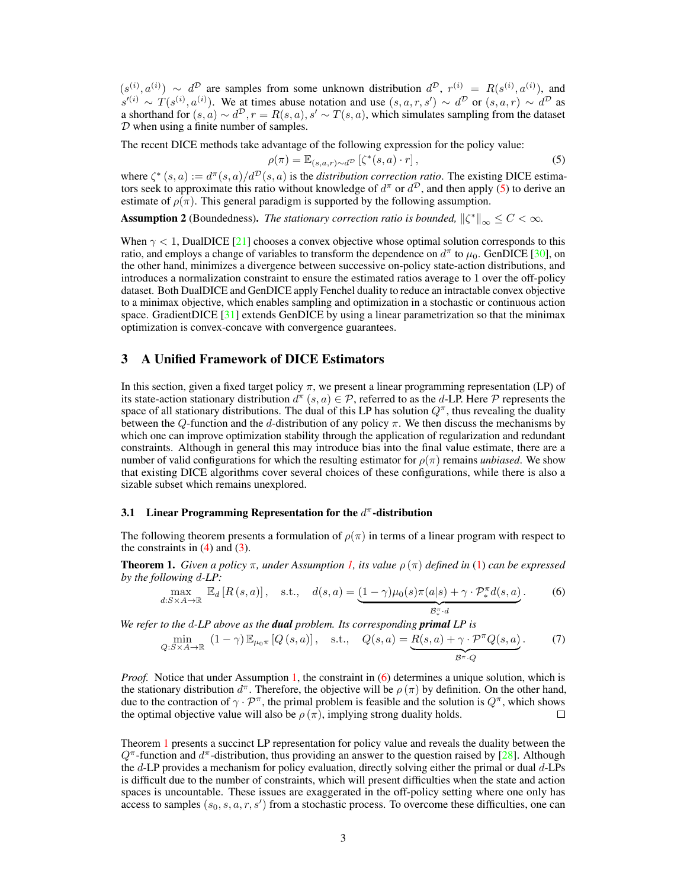$(s^{(i)}, a^{(i)}) \sim d^{\mathcal{D}}$ are samples from some unknown distribution $d^{\mathcal{D}}$, $r^{(i)} = R(s^{(i)}, a^{(i)})$, and $s'^{(i)} \sim T(s^{(i)}, a^{(i)})$. We at times abuse notation and use $(s, a, r, s') \sim d^{\mathcal{D}}$ or $(s, a, r) \sim d^{\mathcal{D}}$ as a shorthand for $(s, a) \sim d^{\mathcal{D}}, r = R(s, a), s' \sim T(s, a)$, which simulates sampling from the dataset $\mathcal{D}$ when using a finite number of samples.

The recent DICE methods take advantage of the following expression for the policy value:

$$\rho(\pi) = \mathbb{E}_{(s,a,r)\sim d^{\mathcal{D}}}\left[\zeta^*(s, a) \cdot r\right], \tag{5}$$

where $\zeta^*(s, a) := d^\pi(s, a)/d^{\mathcal{D}}(s, a)$ is the *distribution correction ratio*. The existing DICE estimators seek to approximate this ratio without knowledge of $d^\pi$ or $d^{\mathcal{D}}$, and then apply (5) to derive an estimate of $\rho(\pi)$. This general paradigm is supported by the following assumption.

**Assumption 2** (Boundedness). *The stationary correction ratio is bounded,* $\|\zeta^*\|_\infty \le C < \infty$.

When $\gamma < 1$, DualDICE [21] chooses a convex objective whose optimal solution corresponds to this ratio, and employs a change of variables to transform the dependence on $d^\pi$ to $\mu_0$. GenDICE [30], on the other hand, minimizes a divergence between successive on-policy state-action distributions, and introduces a normalization constraint to ensure the estimated ratios average to 1 over the off-policy dataset. Both DualDICE and GenDICE apply Fenchel duality to reduce an intractable convex objective to a minimax objective, which enables sampling and optimization in a stochastic or continuous action space. GradientDICE [31] extends GenDICE by using a linear parametrization so that the minimax optimization is convex-concave with convergence guarantees.

## 3 A Unified Framework of DICE Estimators

In this section, given a fixed target policy $\pi$, we present a linear programming representation (LP) of its state-action stationary distribution $d^\pi(s, a) \in \mathcal{P}$, referred to as the $d$-LP. Here $\mathcal{P}$ represents the space of all stationary distributions. The dual of this LP has solution $Q^\pi$, thus revealing the duality between the $Q$-function and the $d$-distribution of any policy $\pi$. We then discuss the mechanisms by which one can improve optimization stability through the application of regularization and redundant constraints. Although in general this may introduce bias into the final value estimate, there are a number of valid configurations for which the resulting estimator for $\rho(\pi)$ remains *unbiased*. We show that existing DICE algorithms cover several choices of these configurations, while there is also a sizable subset which remains unexplored.

### 3.1 Linear Programming Representation for the $d^\pi$-distribution

The following theorem presents a formulation of $\rho(\pi)$ in terms of a linear program with respect to the constraints in (4) and (3).

**Theorem 1.** *Given a policy $\pi$, under Assumption 1, its value $\rho(\pi)$ defined in (1) can be expressed by the following $d$-LP:*

$$\max_{d: S\times A\to\mathbb{R}} \ \mathbb{E}_d\left[R(s, a)\right], \quad \text{s.t.,} \quad d(s, a) = \underbrace{(1-\gamma)\mu_0(s)\pi(a|s) + \gamma \cdot \mathcal{P}_*^\pi d(s, a)}_{\mathcal{B}_*^\pi \cdot d}. \tag{6}$$

*We refer to the $d$-LP above as the **dual** problem. Its corresponding **primal** LP is*

$$\min_{Q: S\times A\to\mathbb{R}} \ (1-\gamma)\,\mathbb{E}_{\mu_0\pi}\left[Q(s, a)\right], \quad \text{s.t.,} \quad Q(s, a) = \underbrace{R(s, a) + \gamma \cdot \mathcal{P}^\pi Q(s, a)}_{\mathcal{B}^\pi \cdot Q}. \tag{7}$$

*Proof.* Notice that under Assumption 1, the constraint in (6) determines a unique solution, which is the stationary distribution $d^\pi$. Therefore, the objective will be $\rho(\pi)$ by definition. On the other hand, due to the contraction of $\gamma \cdot \mathcal{P}^\pi$, the primal problem is feasible and the solution is $Q^\pi$, which shows the optimal objective value will also be $\rho(\pi)$, implying strong duality holds. □

Theorem 1 presents a succinct LP representation for policy value and reveals the duality between the $Q^\pi$-function and $d^\pi$-distribution, thus providing an answer to the question raised by [28]. Although the $d$-LP provides a mechanism for policy evaluation, directly solving either the primal or dual $d$-LPs is difficult due to the number of constraints, which will present difficulties when the state and action spaces is uncountable. These issues are exaggerated in the off-policy setting where one only has access to samples $(s_0, s, a, r, s')$ from a stochastic process. To overcome these difficulties, one can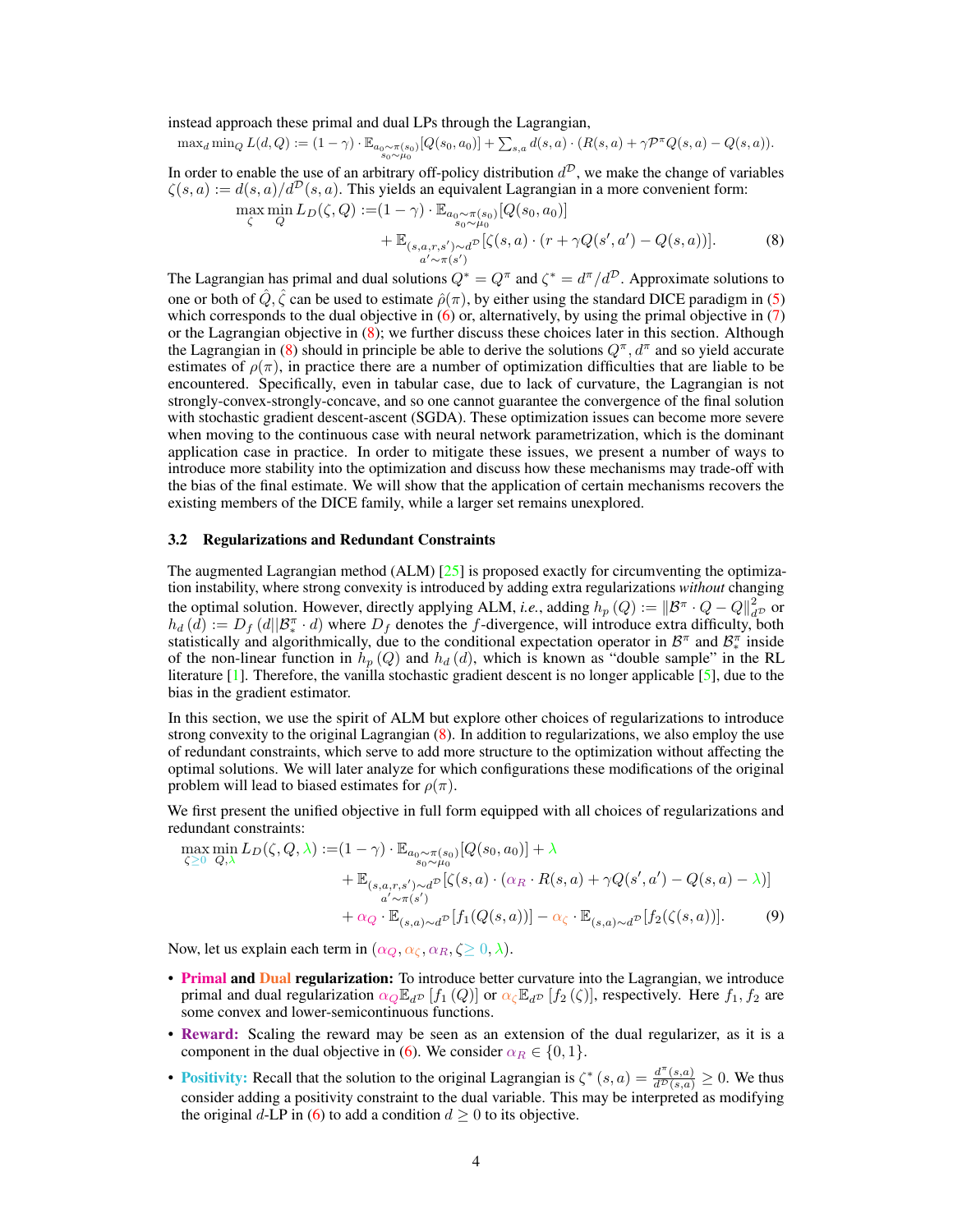instead approach these primal and dual LPs through the Lagrangian,

$$\max_d \min_Q L(d, Q) := (1-\gamma) \cdot \mathbb{E}_{\substack{a_0 \sim \pi(s_0) \\ s_0 \sim \mu_0}}[Q(s_0, a_0)] + \sum_{s,a} d(s,a) \cdot (R(s,a) + \gamma \mathcal{P}^\pi Q(s,a) - Q(s,a)).$$

In order to enable the use of an arbitrary off-policy distribution $d^{\mathcal{D}}$, we make the change of variables $\zeta(s,a) := d(s,a)/d^{\mathcal{D}}(s,a)$. This yields an equivalent Lagrangian in a more convenient form:

$$\max_\zeta \min_Q L_D(\zeta, Q) := (1-\gamma) \cdot \mathbb{E}_{\substack{a_0 \sim \pi(s_0) \\ s_0 \sim \mu_0}}[Q(s_0, a_0)] + \mathbb{E}_{\substack{(s,a,r,s') \sim d^{\mathcal{D}} \\ a' \sim \pi(s')}}[\zeta(s,a) \cdot (r + \gamma Q(s', a') - Q(s,a))]. \tag{8}$$

The Lagrangian has primal and dual solutions $Q^* = Q^\pi$ and $\zeta^* = d^\pi / d^{\mathcal{D}}$. Approximate solutions to one or both of $\hat{Q}, \hat{\zeta}$ can be used to estimate $\hat{\rho}(\pi)$, by either using the standard DICE paradigm in (5) which corresponds to the dual objective in (6) or, alternatively, by using the primal objective in (7) or the Lagrangian objective in (8); we further discuss these choices later in this section. Although the Lagrangian in (8) should in principle be able to derive the solutions $Q^\pi, d^\pi$ and so yield accurate estimates of $\rho(\pi)$, in practice there are a number of optimization difficulties that are liable to be encountered. Specifically, even in tabular case, due to lack of curvature, the Lagrangian is not strongly-convex-strongly-concave, and so one cannot guarantee the convergence of the final solution with stochastic gradient descent-ascent (SGDA). These optimization issues can become more severe when moving to the continuous case with neural network parametrization, which is the dominant application case in practice. In order to mitigate these issues, we present a number of ways to introduce more stability into the optimization and discuss how these mechanisms may trade-off with the bias of the final estimate. We will show that the application of certain mechanisms recovers the existing members of the DICE family, while a larger set remains unexplored.

### 3.2 Regularizations and Redundant Constraints

The augmented Lagrangian method (ALM) [25] is proposed exactly for circumventing the optimization instability, where strong convexity is introduced by adding extra regularizations *without* changing the optimal solution. However, directly applying ALM, *i.e.*, adding $h_p(Q) := \|\mathcal{B}^\pi \cdot Q - Q\|^2_{d^{\mathcal{D}}}$ or $h_d(d) := D_f(d \| \mathcal{B}^\pi_* \cdot d)$ where $D_f$ denotes the $f$-divergence, will introduce extra difficulty, both statistically and algorithmically, due to the conditional expectation operator in $\mathcal{B}^\pi$ and $\mathcal{B}^\pi_*$ inside of the non-linear function in $h_p(Q)$ and $h_d(d)$, which is known as "double sample" in the RL literature [1]. Therefore, the vanilla stochastic gradient descent is no longer applicable [5], due to the bias in the gradient estimator.

In this section, we use the spirit of ALM but explore other choices of regularizations to introduce strong convexity to the original Lagrangian (8). In addition to regularizations, we also employ the use of redundant constraints, which serve to add more structure to the optimization without affecting the optimal solutions. We will later analyze for which configurations these modifications of the original problem will lead to biased estimates for $\rho(\pi)$.

We first present the unified objective in full form equipped with all choices of regularizations and redundant constraints:

$$\begin{aligned}\max_{\zeta \geq 0} \min_{Q, \lambda} L_D(\zeta, Q, \lambda) := &(1-\gamma) \cdot \mathbb{E}_{\substack{a_0 \sim \pi(s_0) \\ s_0 \sim \mu_0}}[Q(s_0, a_0)] + \lambda \\ &+ \mathbb{E}_{\substack{(s,a,r,s') \sim d^{\mathcal{D}} \\ a' \sim \pi(s')}}[\zeta(s,a) \cdot (\alpha_R \cdot R(s,a) + \gamma Q(s', a') - Q(s,a) - \lambda)] \\ &+ \alpha_Q \cdot \mathbb{E}_{(s,a) \sim d^{\mathcal{D}}}[f_1(Q(s,a))] - \alpha_\zeta \cdot \mathbb{E}_{(s,a) \sim d^{\mathcal{D}}}[f_2(\zeta(s,a))].\end{aligned} \tag{9}$$

Now, let us explain each term in $(\alpha_Q, \alpha_\zeta, \alpha_R, \zeta \geq 0, \lambda)$.

- **Primal and Dual regularization:** To introduce better curvature into the Lagrangian, we introduce primal and dual regularization $\alpha_Q \mathbb{E}_{d^{\mathcal{D}}}[f_1(Q)]$ or $\alpha_\zeta \mathbb{E}_{d^{\mathcal{D}}}[f_2(\zeta)]$, respectively. Here $f_1, f_2$ are some convex and lower-semicontinuous functions.
- **Reward:** Scaling the reward may be seen as an extension of the dual regularizer, as it is a component in the dual objective in (6). We consider $\alpha_R \in \{0, 1\}$.
- **Positivity:** Recall that the solution to the original Lagrangian is $\zeta^*(s,a) = \frac{d^\pi(s,a)}{d^{\mathcal{D}}(s,a)} \geq 0$. We thus consider adding a positivity constraint to the dual variable. This may be interpreted as modifying the original $d$-LP in (6) to add a condition $d \geq 0$ to its objective.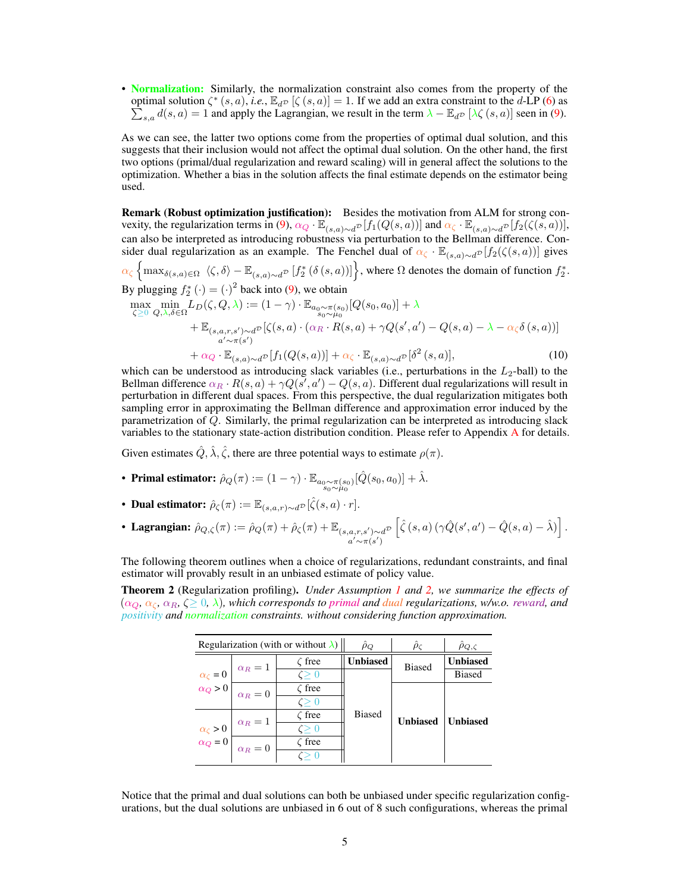- **Normalization:** Similarly, the normalization constraint also comes from the property of the optimal solution $\zeta^*(s,a)$, *i.e.*, $\mathbb{E}_{d^{\mathcal{D}}}[\zeta(s,a)] = 1$. If we add an extra constraint to the $d$-LP (6) as $\sum_{s,a} d(s,a) = 1$ and apply the Lagrangian, we result in the term $\lambda - \mathbb{E}_{d^{\mathcal{D}}}[\lambda\zeta(s,a)]$ seen in (9).

As we can see, the latter two options come from the properties of optimal dual solution, and this suggests that their inclusion would not affect the optimal dual solution. On the other hand, the first two options (primal/dual regularization and reward scaling) will in general affect the solutions to the optimization. Whether a bias in the solution affects the final estimate depends on the estimator being used.

**Remark (Robust optimization justification):** Besides the motivation from ALM for strong convexity, the regularization terms in (9), $\alpha_Q \cdot \mathbb{E}_{(s,a)\sim d^{\mathcal{D}}}[f_1(Q(s,a))]$ and $\alpha_\zeta \cdot \mathbb{E}_{(s,a)\sim d^{\mathcal{D}}}[f_2(\zeta(s,a))]$, can also be interpreted as introducing robustness via perturbation to the Bellman difference. Consider dual regularization as an example. The Fenchel dual of $\alpha_\zeta \cdot \mathbb{E}_{(s,a)\sim d^{\mathcal{D}}}[f_2(\zeta(s,a))]$ gives $\alpha_\zeta \left\{\max_{\delta(s,a)\in\Omega} \langle \zeta, \delta\rangle - \mathbb{E}_{(s,a)\sim d^{\mathcal{D}}}[f_2^*(\delta(s,a))]\right\}$, where $\Omega$ denotes the domain of function $f_2^*$. By plugging $f_2^*(\cdot) = (\cdot)^2$ back into (9), we obtain

$$
\begin{aligned}
\max_{\zeta\geq 0} \min_{Q,\lambda,\delta\in\Omega} L_D(\zeta, Q, \lambda) &:= (1-\gamma)\cdot \mathbb{E}_{\substack{a_0\sim\pi(s_0)\\ s_0\sim\mu_0}}[Q(s_0,a_0)] + \lambda \\
&+ \mathbb{E}_{\substack{(s,a,r,s')\sim d^{\mathcal{D}}\\ a'\sim\pi(s')}}[\zeta(s,a)\cdot(\alpha_R\cdot R(s,a) + \gamma Q(s',a') - Q(s,a) - \lambda - \alpha_\zeta\delta(s,a))] \\
&+ \alpha_Q\cdot \mathbb{E}_{(s,a)\sim d^{\mathcal{D}}}[f_1(Q(s,a))] + \alpha_\zeta\cdot\mathbb{E}_{(s,a)\sim d^{\mathcal{D}}}[\delta^2(s,a)],
\end{aligned}
\tag{10}
$$

which can be understood as introducing slack variables (i.e., perturbations in the $L_2$-ball) to the Bellman difference $\alpha_R\cdot R(s,a) + \gamma Q(s',a') - Q(s,a)$. Different dual regularizations will result in perturbation in different dual spaces. From this perspective, the dual regularization mitigates both sampling error in approximating the Bellman difference and approximation error induced by the parametrization of $Q$. Similarly, the primal regularization can be interpreted as introducing slack variables to the stationary state-action distribution condition. Please refer to Appendix A for details.

Given estimates $\hat{Q}, \hat{\lambda}, \hat{\zeta}$, there are three potential ways to estimate $\rho(\pi)$.

- **Primal estimator:** $\hat{\rho}_Q(\pi) := (1-\gamma)\cdot\mathbb{E}_{\substack{a_0\sim\pi(s_0)\\ s_0\sim\mu_0}}[\hat{Q}(s_0,a_0)] + \hat{\lambda}$.
- **Dual estimator:** $\hat{\rho}_\zeta(\pi) := \mathbb{E}_{(s,a,r)\sim d^{\mathcal{D}}}[\hat{\zeta}(s,a)\cdot r]$.
- **Lagrangian:** $\hat{\rho}_{Q,\zeta}(\pi) := \hat{\rho}_Q(\pi) + \hat{\rho}_\zeta(\pi) + \mathbb{E}_{\substack{(s,a,r,s')\sim d^{\mathcal{D}}\\ a'\sim\pi(s')}}\left[\hat{\zeta}(s,a)\left(\gamma\hat{Q}(s',a') - \hat{Q}(s,a) - \hat{\lambda}\right)\right]$.

The following theorem outlines when a choice of regularizations, redundant constraints, and final estimator will provably result in an unbiased estimate of policy value.

**Theorem 2** (Regularization profiling)**.** *Under Assumption 1 and 2, we summarize the effects of ($\alpha_Q$, $\alpha_\zeta$, $\alpha_R$, $\zeta\geq 0$, $\lambda$), which corresponds to primal and dual regularizations, w/w.o. reward, and positivity and normalization constraints. without considering function approximation.*

| Regularization (with or without $\lambda$) | | | $\hat{\rho}_Q$ | $\hat{\rho}_\zeta$ | $\hat{\rho}_{Q,\zeta}$ |
|---|---|---|---|---|---|
| $\alpha_\zeta = 0$, $\alpha_Q > 0$ | $\alpha_R = 1$ | $\zeta$ free | **Unbiased** | Biased | **Unbiased** |
| | | $\zeta\geq 0$ | Biased | Biased | Biased |
| | $\alpha_R = 0$ | $\zeta$ free | Biased | **Unbiased** | **Unbiased** |
| | | $\zeta\geq 0$ | Biased | **Unbiased** | **Unbiased** |
| $\alpha_\zeta > 0$, $\alpha_Q = 0$ | $\alpha_R = 1$ | $\zeta$ free | Biased | **Unbiased** | **Unbiased** |
| | | $\zeta\geq 0$ | Biased | **Unbiased** | **Unbiased** |
| | $\alpha_R = 0$ | $\zeta$ free | Biased | **Unbiased** | **Unbiased** |
| | | $\zeta\geq 0$ | Biased | **Unbiased** | **Unbiased** |

Notice that the primal and dual solutions can both be unbiased under specific regularization configurations, but the dual solutions are unbiased in 6 out of 8 such configurations, whereas the primal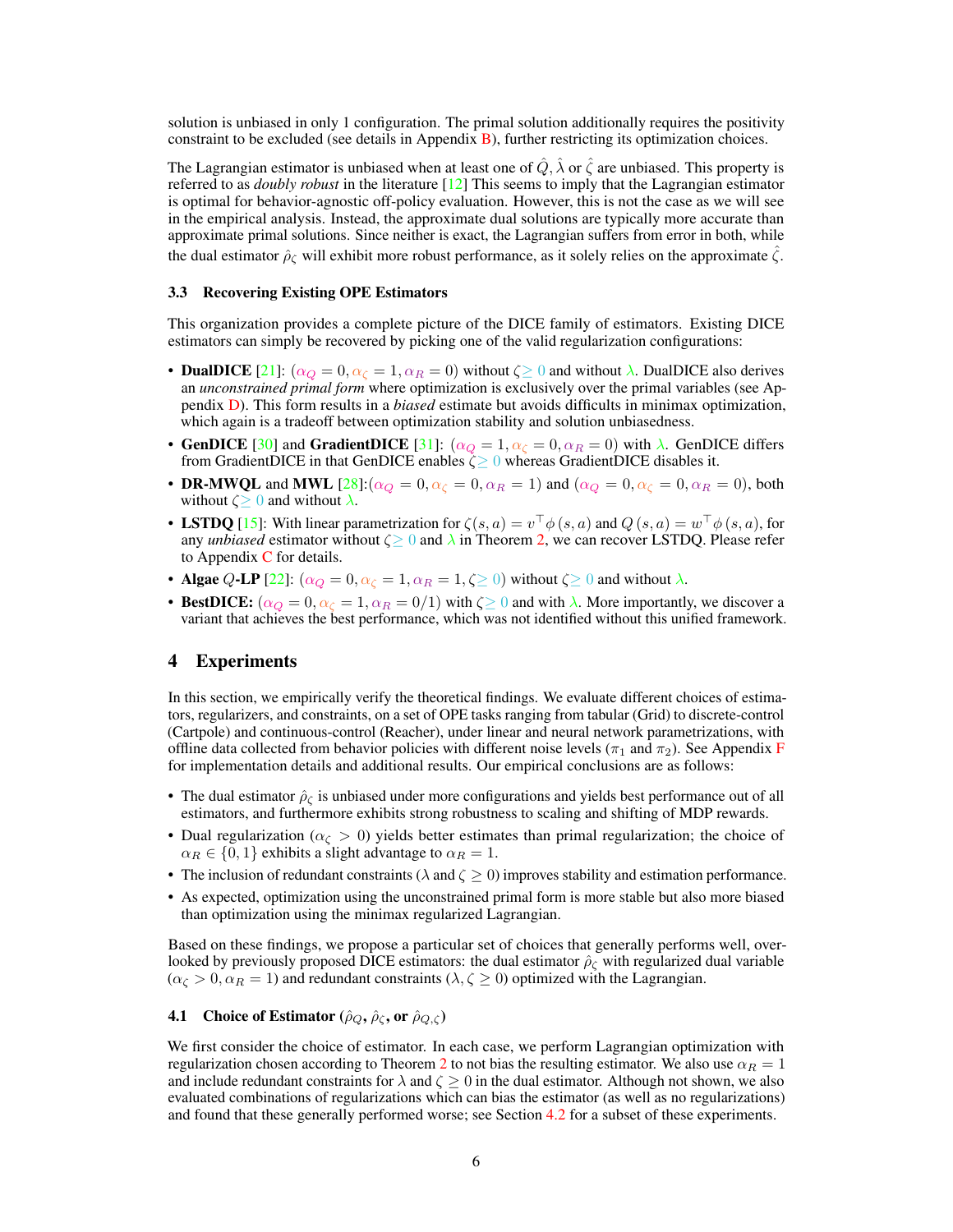solution is unbiased in only 1 configuration. The primal solution additionally requires the positivity constraint to be excluded (see details in Appendix B), further restricting its optimization choices.

The Lagrangian estimator is unbiased when at least one of $\hat{Q}, \hat{\lambda}$ or $\hat{\zeta}$ are unbiased. This property is referred to as *doubly robust* in the literature [12] This seems to imply that the Lagrangian estimator is optimal for behavior-agnostic off-policy evaluation. However, this is not the case as we will see in the empirical analysis. Instead, the approximate dual solutions are typically more accurate than approximate primal solutions. Since neither is exact, the Lagrangian suffers from error in both, while the dual estimator $\hat{\rho}_\zeta$ will exhibit more robust performance, as it solely relies on the approximate $\hat{\zeta}$.

### 3.3 Recovering Existing OPE Estimators

This organization provides a complete picture of the DICE family of estimators. Existing DICE estimators can simply be recovered by picking one of the valid regularization configurations:

- **DualDICE** [21]: ($\alpha_Q = 0, \alpha_\zeta = 1, \alpha_R = 0$) without $\zeta \geq 0$ and without $\lambda$. DualDICE also derives an *unconstrained primal form* where optimization is exclusively over the primal variables (see Appendix D). This form results in a *biased* estimate but avoids difficults in minimax optimization, which again is a tradeoff between optimization stability and solution unbiasedness.
- **GenDICE** [30] and **GradientDICE** [31]: ($\alpha_Q = 1, \alpha_\zeta = 0, \alpha_R = 0$) with $\lambda$. GenDICE differs from GradientDICE in that GenDICE enables $\zeta \geq 0$ whereas GradientDICE disables it.
- **DR-MWQL** and **MWL** [28]:($\alpha_Q = 0, \alpha_\zeta = 0, \alpha_R = 1$) and ($\alpha_Q = 0, \alpha_\zeta = 0, \alpha_R = 0$), both without $\zeta \geq 0$ and without $\lambda$.
- **LSTDQ** [15]: With linear parametrization for $\zeta(s, a) = v^\top \phi(s, a)$ and $Q(s, a) = w^\top \phi(s, a)$, for any *unbiased* estimator without $\zeta \geq 0$ and $\lambda$ in Theorem 2, we can recover LSTDQ. Please refer to Appendix C for details.
- **Algae** $Q$**-LP** [22]: ($\alpha_Q = 0, \alpha_\zeta = 1, \alpha_R = 1, \zeta \geq 0$) without $\zeta \geq 0$ and without $\lambda$.
- **BestDICE:** ($\alpha_Q = 0, \alpha_\zeta = 1, \alpha_R = 0/1$) with $\zeta \geq 0$ and with $\lambda$. More importantly, we discover a variant that achieves the best performance, which was not identified without this unified framework.

## 4 Experiments

In this section, we empirically verify the theoretical findings. We evaluate different choices of estimators, regularizers, and constraints, on a set of OPE tasks ranging from tabular (Grid) to discrete-control (Cartpole) and continuous-control (Reacher), under linear and neural network parametrizations, with offline data collected from behavior policies with different noise levels ($\pi_1$ and $\pi_2$). See Appendix F for implementation details and additional results. Our empirical conclusions are as follows:

- The dual estimator $\hat{\rho}_\zeta$ is unbiased under more configurations and yields best performance out of all estimators, and furthermore exhibits strong robustness to scaling and shifting of MDP rewards.
- Dual regularization ($\alpha_\zeta > 0$) yields better estimates than primal regularization; the choice of $\alpha_R \in \{0, 1\}$ exhibits a slight advantage to $\alpha_R = 1$.
- The inclusion of redundant constraints ($\lambda$ and $\zeta \geq 0$) improves stability and estimation performance.
- As expected, optimization using the unconstrained primal form is more stable but also more biased than optimization using the minimax regularized Lagrangian.

Based on these findings, we propose a particular set of choices that generally performs well, overlooked by previously proposed DICE estimators: the dual estimator $\hat{\rho}_\zeta$ with regularized dual variable ($\alpha_\zeta > 0, \alpha_R = 1$) and redundant constraints ($\lambda, \zeta \geq 0$) optimized with the Lagrangian.

### 4.1 Choice of Estimator ($\hat{\rho}_Q$, $\hat{\rho}_\zeta$, or $\hat{\rho}_{Q,\zeta}$)

We first consider the choice of estimator. In each case, we perform Lagrangian optimization with regularization chosen according to Theorem 2 to not bias the resulting estimator. We also use $\alpha_R = 1$ and include redundant constraints for $\lambda$ and $\zeta \geq 0$ in the dual estimator. Although not shown, we also evaluated combinations of regularizations which can bias the estimator (as well as no regularizations) and found that these generally performed worse; see Section 4.2 for a subset of these experiments.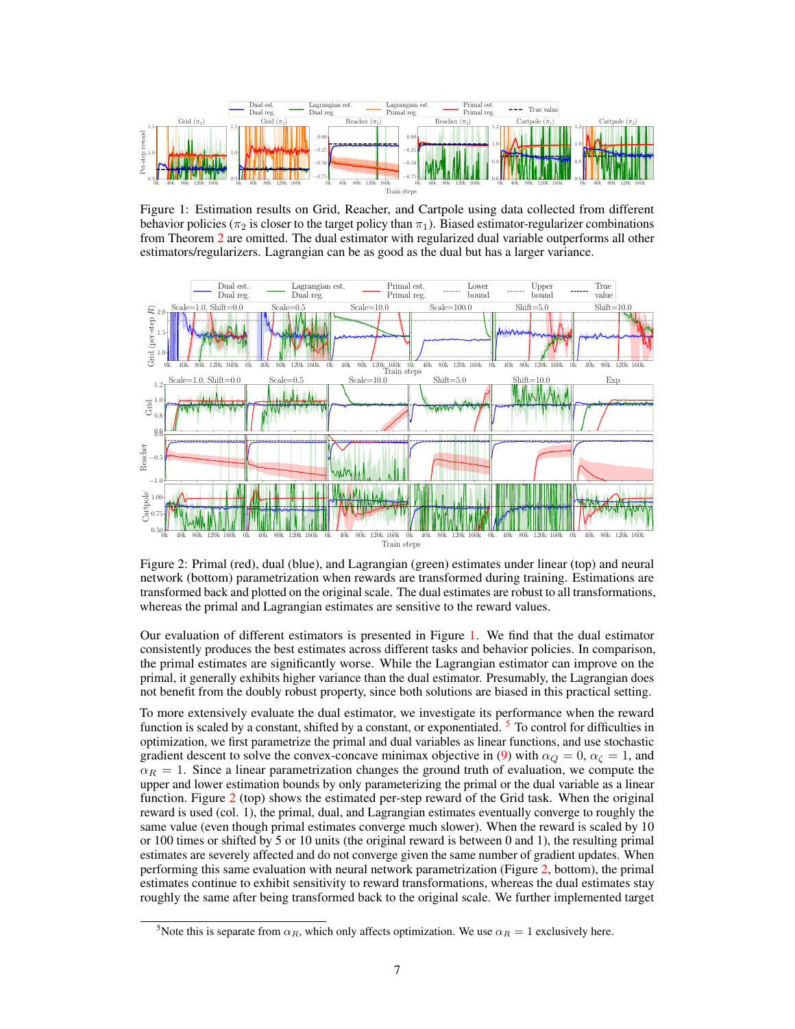Figure 1: Estimation results on Grid, Reacher, and Cartpole using data collected from different behavior policies ($\pi_2$ is closer to the target policy than $\pi_1$). Biased estimator-regularizer combinations from Theorem 2 are omitted. The dual estimator with regularized dual variable outperforms all other estimators/regularizers. Lagrangian can be as good as the dual but has a larger variance.

Figure 2: Primal (red), dual (blue), and Lagrangian (green) estimates under linear (top) and neural network (bottom) parametrization when rewards are transformed during training. Estimations are transformed back and plotted on the original scale. The dual estimates are robust to all transformations, whereas the primal and Lagrangian estimates are sensitive to the reward values.

Our evaluation of different estimators is presented in Figure 1. We find that the dual estimator consistently produces the best estimates across different tasks and behavior policies. In comparison, the primal estimates are significantly worse. While the Lagrangian estimator can improve on the primal, it generally exhibits higher variance than the dual estimator. Presumably, the Lagrangian does not benefit from the doubly robust property, since both solutions are biased in this practical setting.

To more extensively evaluate the dual estimator, we investigate its performance when the reward function is scaled by a constant, shifted by a constant, or exponentiated. [5] To control for difficulties in optimization, we first parametrize the primal and dual variables as linear functions, and use stochastic gradient descent to solve the convex-concave minimax objective in (9) with $\alpha_Q = 0$, $\alpha_\zeta = 1$, and $\alpha_R = 1$. Since a linear parametrization changes the ground truth of evaluation, we compute the upper and lower estimation bounds by only parameterizing the primal or the dual variable as a linear function. Figure 2 (top) shows the estimated per-step reward of the Grid task. When the original reward is used (col. 1), the primal, dual, and Lagrangian estimates eventually converge to roughly the same value (even though primal estimates converge much slower). When the reward is scaled by 10 or 100 times or shifted by 5 or 10 units (the original reward is between 0 and 1), the resulting primal estimates are severely affected and do not converge given the same number of gradient updates. When performing this same evaluation with neural network parametrization (Figure 2, bottom), the primal estimates continue to exhibit sensitivity to reward transformations, whereas the dual estimates stay roughly the same after being transformed back to the original scale. We further implemented target

[5] Note this is separate from $\alpha_R$, which only affects optimization. We use $\alpha_R = 1$ exclusively here.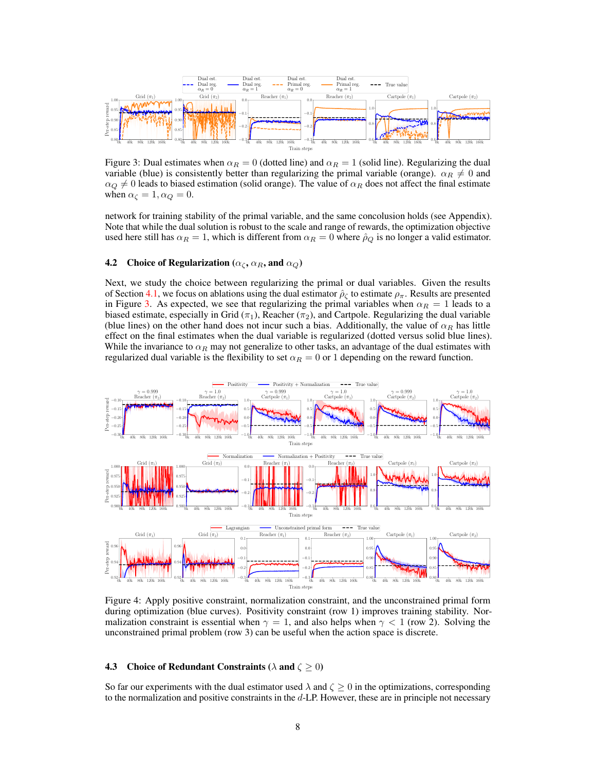Figure 3: Dual estimates when $\alpha_R = 0$ (dotted line) and $\alpha_R = 1$ (solid line). Regularizing the dual variable (blue) is consistently better than regularizing the primal variable (orange). $\alpha_R \neq 0$ and $\alpha_Q \neq 0$ leads to biased estimation (solid orange). The value of $\alpha_R$ does not affect the final estimate when $\alpha_\zeta = 1, \alpha_Q = 0$.

network for training stability of the primal variable, and the same concolusion holds (see Appendix). Note that while the dual solution is robust to the scale and range of rewards, the optimization objective used here still has $\alpha_R = 1$, which is different from $\alpha_R = 0$ where $\hat{\rho}_Q$ is no longer a valid estimator.

### 4.2 Choice of Regularization ($\alpha_\zeta$, $\alpha_R$, and $\alpha_Q$)

Next, we study the choice between regularizing the primal or dual variables. Given the results of Section 4.1, we focus on ablations using the dual estimator $\hat{\rho}_\zeta$ to estimate $\rho_\pi$. Results are presented in Figure 3. As expected, we see that regularizing the primal variables when $\alpha_R = 1$ leads to a biased estimate, especially in Grid ($\pi_1$), Reacher ($\pi_2$), and Cartpole. Regularizing the dual variable (blue lines) on the other hand does not incur such a bias. Additionally, the value of $\alpha_R$ has little effect on the final estimates when the dual variable is regularized (dotted versus solid blue lines). While the invariance to $\alpha_R$ may not generalize to other tasks, an advantage of the dual estimates with regularized dual variable is the flexibility to set $\alpha_R = 0$ or $1$ depending on the reward function.

Figure 4: Apply positive constraint, normalization constraint, and the unconstrained primal form during optimization (blue curves). Positivity constraint (row 1) improves training stability. Normalization constraint is essential when $\gamma = 1$, and also helps when $\gamma < 1$ (row 2). Solving the unconstrained primal problem (row 3) can be useful when the action space is discrete.

### 4.3 Choice of Redundant Constraints ($\lambda$ and $\zeta \geq 0$)

So far our experiments with the dual estimator used $\lambda$ and $\zeta \geq 0$ in the optimizations, corresponding to the normalization and positive constraints in the $d$-LP. However, these are in principle not necessary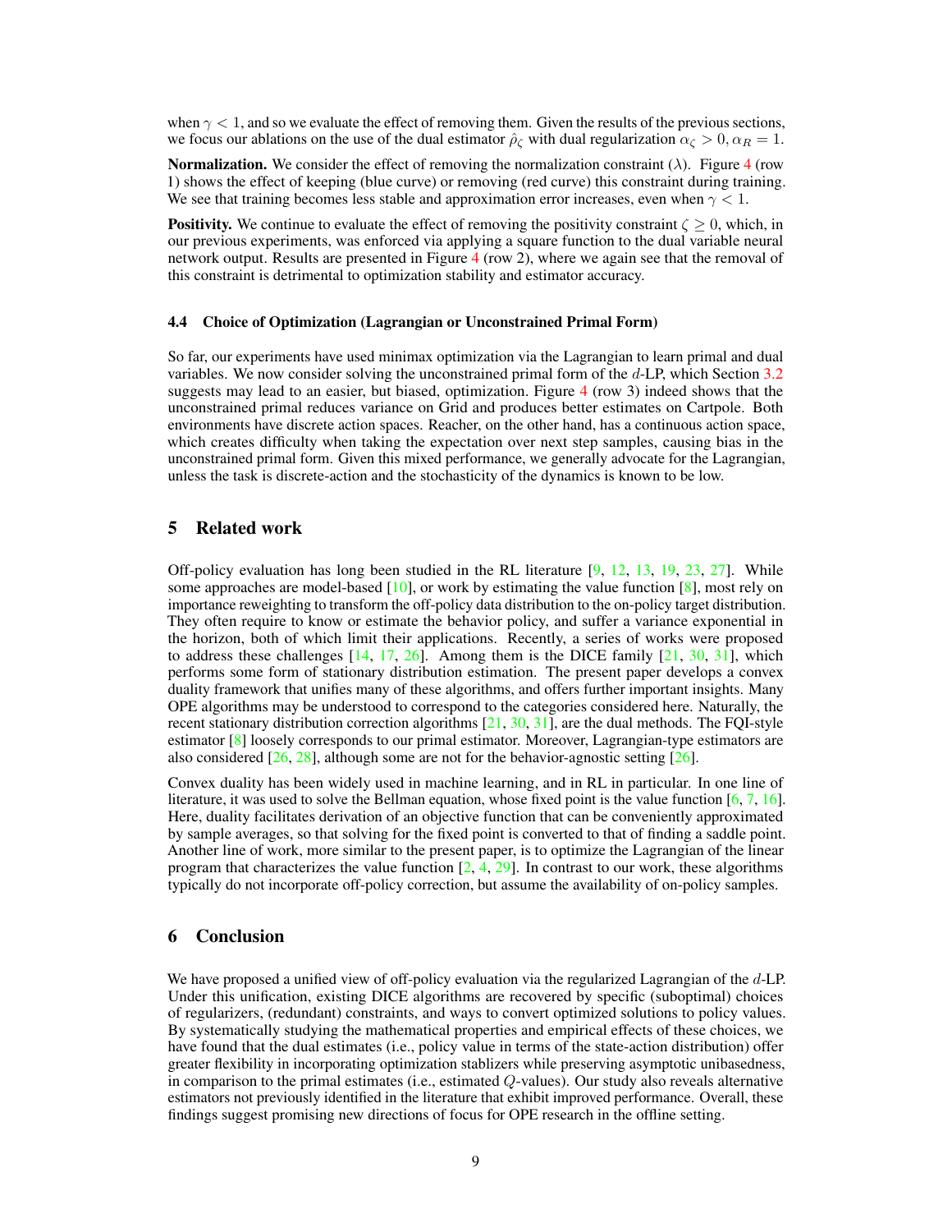when $\gamma < 1$, and so we evaluate the effect of removing them. Given the results of the previous sections, we focus our ablations on the use of the dual estimator $\hat{\rho}_\zeta$ with dual regularization $\alpha_\zeta > 0, \alpha_R = 1$.

**Normalization.** We consider the effect of removing the normalization constraint ($\lambda$). Figure 4 (row 1) shows the effect of keeping (blue curve) or removing (red curve) this constraint during training. We see that training becomes less stable and approximation error increases, even when $\gamma < 1$.

**Positivity.** We continue to evaluate the effect of removing the positivity constraint $\zeta \geq 0$, which, in our previous experiments, was enforced via applying a square function to the dual variable neural network output. Results are presented in Figure 4 (row 2), where we again see that the removal of this constraint is detrimental to optimization stability and estimator accuracy.

### 4.4 Choice of Optimization (Lagrangian or Unconstrained Primal Form)

So far, our experiments have used minimax optimization via the Lagrangian to learn primal and dual variables. We now consider solving the unconstrained primal form of the $d$-LP, which Section 3.2 suggests may lead to an easier, but biased, optimization. Figure 4 (row 3) indeed shows that the unconstrained primal reduces variance on Grid and produces better estimates on Cartpole. Both environments have discrete action spaces. Reacher, on the other hand, has a continuous action space, which creates difficulty when taking the expectation over next step samples, causing bias in the unconstrained primal form. Given this mixed performance, we generally advocate for the Lagrangian, unless the task is discrete-action and the stochasticity of the dynamics is known to be low.

## 5 Related work

Off-policy evaluation has long been studied in the RL literature [9, 12, 13, 19, 23, 27]. While some approaches are model-based [10], or work by estimating the value function [8], most rely on importance reweighting to transform the off-policy data distribution to the on-policy target distribution. They often require to know or estimate the behavior policy, and suffer a variance exponential in the horizon, both of which limit their applications. Recently, a series of works were proposed to address these challenges [14, 17, 26]. Among them is the DICE family [21, 30, 31], which performs some form of stationary distribution estimation. The present paper develops a convex duality framework that unifies many of these algorithms, and offers further important insights. Many OPE algorithms may be understood to correspond to the categories considered here. Naturally, the recent stationary distribution correction algorithms [21, 30, 31], are the dual methods. The FQI-style estimator [8] loosely corresponds to our primal estimator. Moreover, Lagrangian-type estimators are also considered [26, 28], although some are not for the behavior-agnostic setting [26].

Convex duality has been widely used in machine learning, and in RL in particular. In one line of literature, it was used to solve the Bellman equation, whose fixed point is the value function [6, 7, 16]. Here, duality facilitates derivation of an objective function that can be conveniently approximated by sample averages, so that solving for the fixed point is converted to that of finding a saddle point. Another line of work, more similar to the present paper, is to optimize the Lagrangian of the linear program that characterizes the value function [2, 4, 29]. In contrast to our work, these algorithms typically do not incorporate off-policy correction, but assume the availability of on-policy samples.

## 6 Conclusion

We have proposed a unified view of off-policy evaluation via the regularized Lagrangian of the $d$-LP. Under this unification, existing DICE algorithms are recovered by specific (suboptimal) choices of regularizers, (redundant) constraints, and ways to convert optimized solutions to policy values. By systematically studying the mathematical properties and empirical effects of these choices, we have found that the dual estimates (i.e., policy value in terms of the state-action distribution) offer greater flexibility in incorporating optimization stablizers while preserving asymptotic unibasedness, in comparison to the primal estimates (i.e., estimated $Q$-values). Our study also reveals alternative estimators not previously identified in the literature that exhibit improved performance. Overall, these findings suggest promising new directions of focus for OPE research in the offline setting.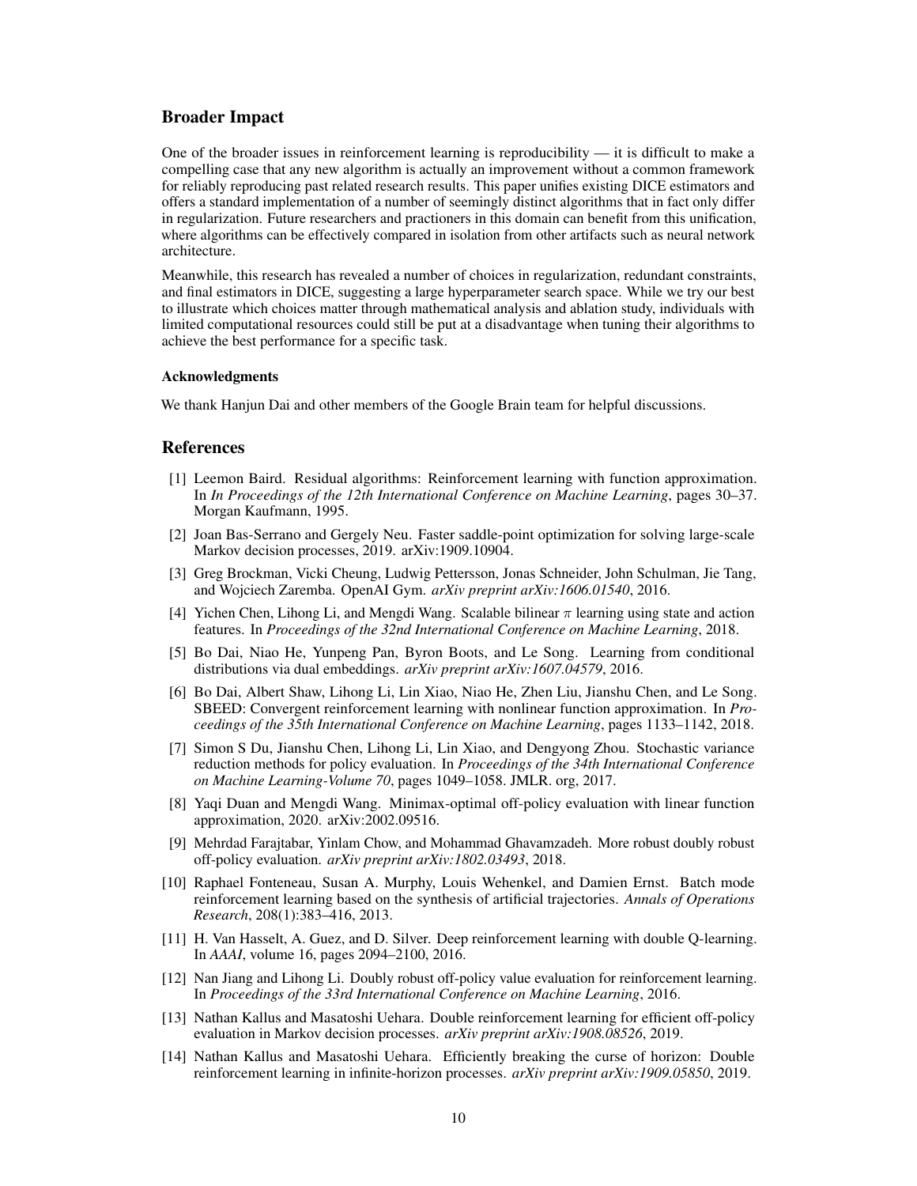## Broader Impact

One of the broader issues in reinforcement learning is reproducibility — it is difficult to make a compelling case that any new algorithm is actually an improvement without a common framework for reliably reproducing past related research results. This paper unifies existing DICE estimators and offers a standard implementation of a number of seemingly distinct algorithms that in fact only differ in regularization. Future researchers and practioners in this domain can benefit from this unification, where algorithms can be effectively compared in isolation from other artifacts such as neural network architecture.

Meanwhile, this research has revealed a number of choices in regularization, redundant constraints, and final estimators in DICE, suggesting a large hyperparameter search space. While we try our best to illustrate which choices matter through mathematical analysis and ablation study, individuals with limited computational resources could still be put at a disadvantage when tuning their algorithms to achieve the best performance for a specific task.

#### Acknowledgments

We thank Hanjun Dai and other members of the Google Brain team for helpful discussions.

## References

[1] Leemon Baird. Residual algorithms: Reinforcement learning with function approximation. In *In Proceedings of the 12th International Conference on Machine Learning*, pages 30–37. Morgan Kaufmann, 1995.

[2] Joan Bas-Serrano and Gergely Neu. Faster saddle-point optimization for solving large-scale Markov decision processes, 2019. arXiv:1909.10904.

[3] Greg Brockman, Vicki Cheung, Ludwig Pettersson, Jonas Schneider, John Schulman, Jie Tang, and Wojciech Zaremba. OpenAI Gym. *arXiv preprint arXiv:1606.01540*, 2016.

[4] Yichen Chen, Lihong Li, and Mengdi Wang. Scalable bilinear $\pi$ learning using state and action features. In *Proceedings of the 32nd International Conference on Machine Learning*, 2018.

[5] Bo Dai, Niao He, Yunpeng Pan, Byron Boots, and Le Song. Learning from conditional distributions via dual embeddings. *arXiv preprint arXiv:1607.04579*, 2016.

[6] Bo Dai, Albert Shaw, Lihong Li, Lin Xiao, Niao He, Zhen Liu, Jianshu Chen, and Le Song. SBEED: Convergent reinforcement learning with nonlinear function approximation. In *Proceedings of the 35th International Conference on Machine Learning*, pages 1133–1142, 2018.

[7] Simon S Du, Jianshu Chen, Lihong Li, Lin Xiao, and Dengyong Zhou. Stochastic variance reduction methods for policy evaluation. In *Proceedings of the 34th International Conference on Machine Learning-Volume 70*, pages 1049–1058. JMLR. org, 2017.

[8] Yaqi Duan and Mengdi Wang. Minimax-optimal off-policy evaluation with linear function approximation, 2020. arXiv:2002.09516.

[9] Mehrdad Farajtabar, Yinlam Chow, and Mohammad Ghavamzadeh. More robust doubly robust off-policy evaluation. *arXiv preprint arXiv:1802.03493*, 2018.

[10] Raphael Fonteneau, Susan A. Murphy, Louis Wehenkel, and Damien Ernst. Batch mode reinforcement learning based on the synthesis of artificial trajectories. *Annals of Operations Research*, 208(1):383–416, 2013.

[11] H. Van Hasselt, A. Guez, and D. Silver. Deep reinforcement learning with double Q-learning. In *AAAI*, volume 16, pages 2094–2100, 2016.

[12] Nan Jiang and Lihong Li. Doubly robust off-policy value evaluation for reinforcement learning. In *Proceedings of the 33rd International Conference on Machine Learning*, 2016.

[13] Nathan Kallus and Masatoshi Uehara. Double reinforcement learning for efficient off-policy evaluation in Markov decision processes. *arXiv preprint arXiv:1908.08526*, 2019.

[14] Nathan Kallus and Masatoshi Uehara. Efficiently breaking the curse of horizon: Double reinforcement learning in infinite-horizon processes. *arXiv preprint arXiv:1909.05850*, 2019.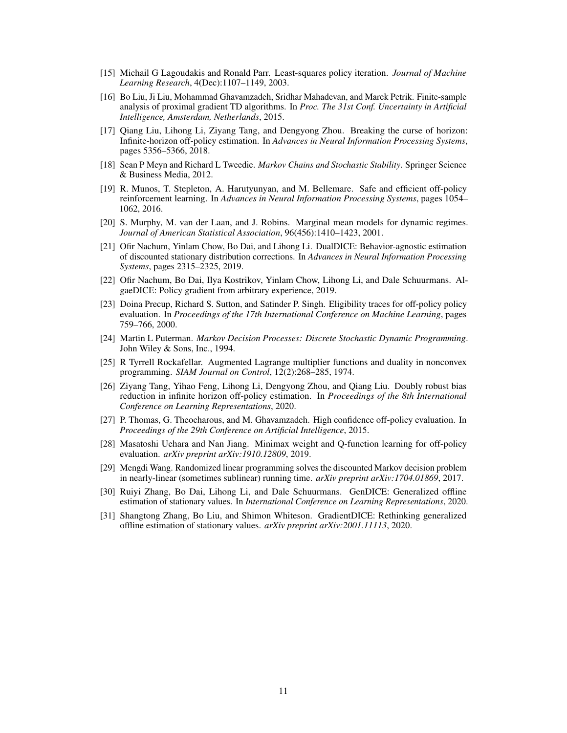[15] Michail G Lagoudakis and Ronald Parr. Least-squares policy iteration. *Journal of Machine Learning Research*, 4(Dec):1107–1149, 2003.

[16] Bo Liu, Ji Liu, Mohammad Ghavamzadeh, Sridhar Mahadevan, and Marek Petrik. Finite-sample analysis of proximal gradient TD algorithms. In *Proc. The 31st Conf. Uncertainty in Artificial Intelligence, Amsterdam, Netherlands*, 2015.

[17] Qiang Liu, Lihong Li, Ziyang Tang, and Dengyong Zhou. Breaking the curse of horizon: Infinite-horizon off-policy estimation. In *Advances in Neural Information Processing Systems*, pages 5356–5366, 2018.

[18] Sean P Meyn and Richard L Tweedie. *Markov Chains and Stochastic Stability*. Springer Science & Business Media, 2012.

[19] R. Munos, T. Stepleton, A. Harutyunyan, and M. Bellemare. Safe and efficient off-policy reinforcement learning. In *Advances in Neural Information Processing Systems*, pages 1054–1062, 2016.

[20] S. Murphy, M. van der Laan, and J. Robins. Marginal mean models for dynamic regimes. *Journal of American Statistical Association*, 96(456):1410–1423, 2001.

[21] Ofir Nachum, Yinlam Chow, Bo Dai, and Lihong Li. DualDICE: Behavior-agnostic estimation of discounted stationary distribution corrections. In *Advances in Neural Information Processing Systems*, pages 2315–2325, 2019.

[22] Ofir Nachum, Bo Dai, Ilya Kostrikov, Yinlam Chow, Lihong Li, and Dale Schuurmans. AlgaeDICE: Policy gradient from arbitrary experience, 2019.

[23] Doina Precup, Richard S. Sutton, and Satinder P. Singh. Eligibility traces for off-policy policy evaluation. In *Proceedings of the 17th International Conference on Machine Learning*, pages 759–766, 2000.

[24] Martin L Puterman. *Markov Decision Processes: Discrete Stochastic Dynamic Programming*. John Wiley & Sons, Inc., 1994.

[25] R Tyrrell Rockafellar. Augmented Lagrange multiplier functions and duality in nonconvex programming. *SIAM Journal on Control*, 12(2):268–285, 1974.

[26] Ziyang Tang, Yihao Feng, Lihong Li, Dengyong Zhou, and Qiang Liu. Doubly robust bias reduction in infinite horizon off-policy estimation. In *Proceedings of the 8th International Conference on Learning Representations*, 2020.

[27] P. Thomas, G. Theocharous, and M. Ghavamzadeh. High confidence off-policy evaluation. In *Proceedings of the 29th Conference on Artificial Intelligence*, 2015.

[28] Masatoshi Uehara and Nan Jiang. Minimax weight and Q-function learning for off-policy evaluation. *arXiv preprint arXiv:1910.12809*, 2019.

[29] Mengdi Wang. Randomized linear programming solves the discounted Markov decision problem in nearly-linear (sometimes sublinear) running time. *arXiv preprint arXiv:1704.01869*, 2017.

[30] Ruiyi Zhang, Bo Dai, Lihong Li, and Dale Schuurmans. GenDICE: Generalized offline estimation of stationary values. In *International Conference on Learning Representations*, 2020.

[31] Shangtong Zhang, Bo Liu, and Shimon Whiteson. GradientDICE: Rethinking generalized offline estimation of stationary values. *arXiv preprint arXiv:2001.11113*, 2020.